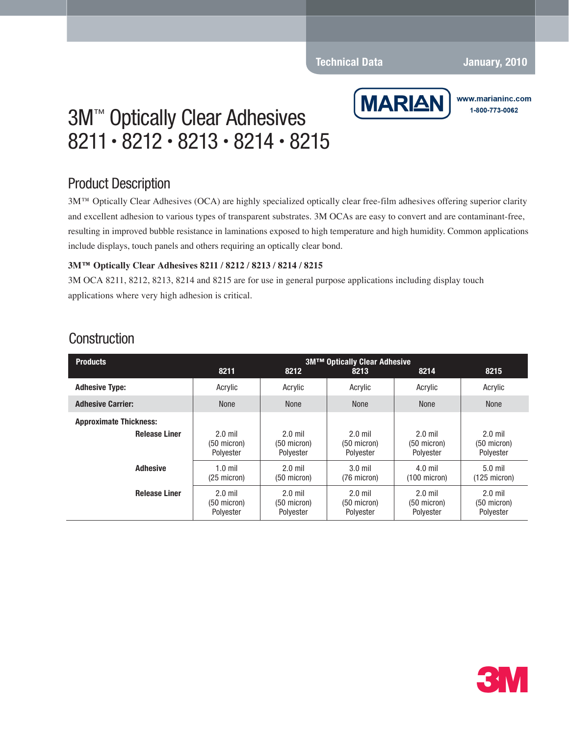Technical Data January, 2010

MARIAN www.marianinc.com 1-800-773-0062

# 3M™ Optically Clear Adhesives 8211 • 8212 • 8213 • 8214 • 8215

## Product Description

3M™ Optically Clear Adhesives (OCA) are highly specialized optically clear free-film adhesives offering superior clarity and excellent adhesion to various types of transparent substrates. 3M OCAs are easy to convert and are contaminant-free, resulting in improved bubble resistance in laminations exposed to high temperature and high humidity. Common applications include displays, touch panels and others requiring an optically clear bond.

**3M™ Optically Clear Adhesives 8211 / 8212 / 8213 / 8214 / 8215**

3M OCA 8211, 8212, 8213, 8214 and 8215 are for use in general purpose applications including display touch applications where very high adhesion is critical.

## Construction

| Products | 3M™ Optically Clear Adhesive | | | | |
|---|---|---|---|---|---|
| | 8211 | 8212 | 8213 | 8214 | 8215 |
| **Adhesive Type:** | Acrylic | Acrylic | Acrylic | Acrylic | Acrylic |
| **Adhesive Carrier:** | None | None | None | None | None |
| **Approximate Thickness:** | | | | | |
| **Release Liner** | 2.0 mil (50 micron) Polyester | 2.0 mil (50 micron) Polyester | 2.0 mil (50 micron) Polyester | 2.0 mil (50 micron) Polyester | 2.0 mil (50 micron) Polyester |
| **Adhesive** | 1.0 mil (25 micron) | 2.0 mil (50 micron) | 3.0 mil (76 micron) | 4.0 mil (100 micron) | 5.0 mil (125 micron) |
| **Release Liner** | 2.0 mil (50 micron) Polyester | 2.0 mil (50 micron) Polyester | 2.0 mil (50 micron) Polyester | 2.0 mil (50 micron) Polyester | 2.0 mil (50 micron) Polyester |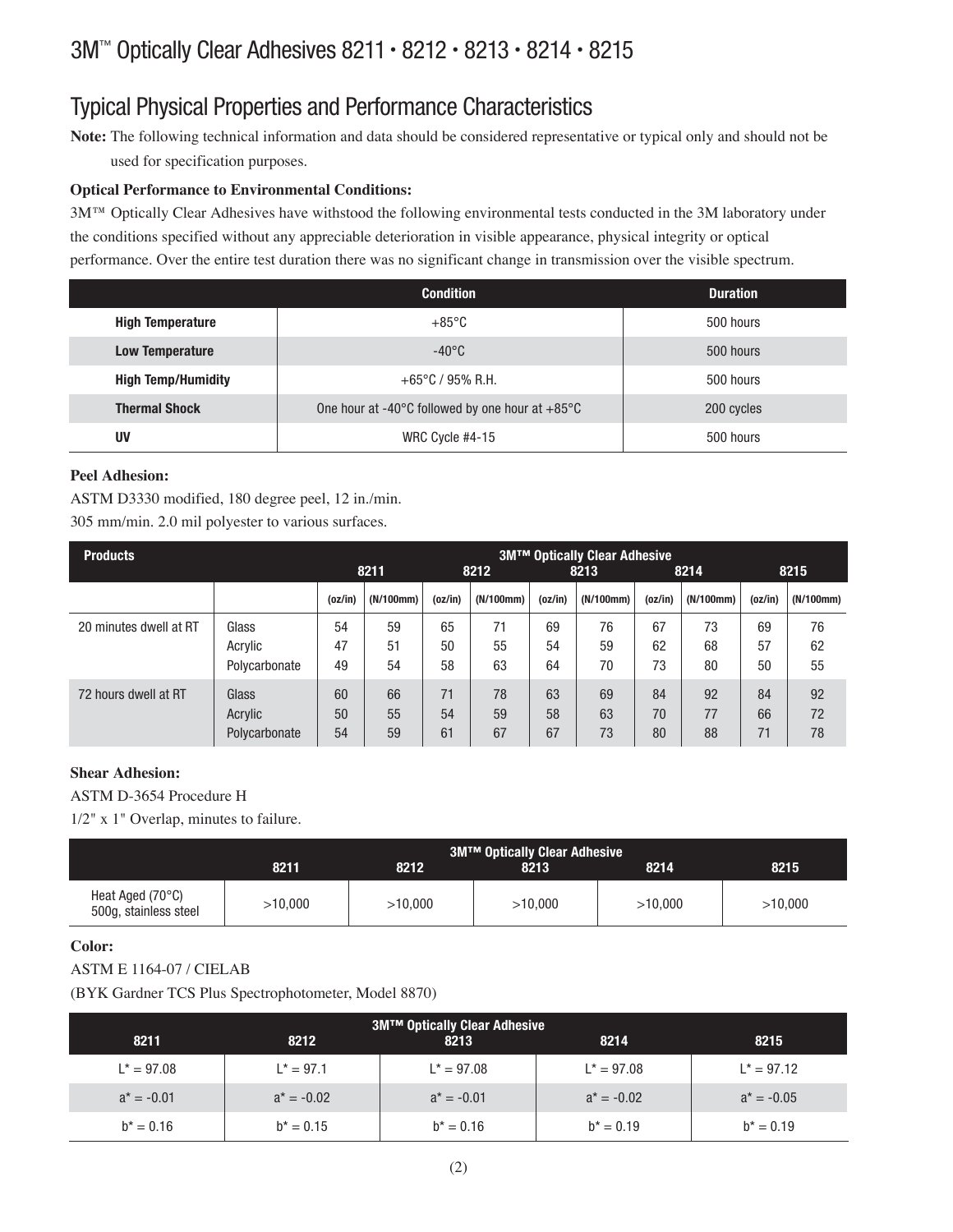# 3M™ Optically Clear Adhesives 8211 • 8212 • 8213 • 8214 • 8215

## Typical Physical Properties and Performance Characteristics

**Note:** The following technical information and data should be considered representative or typical only and should not be used for specification purposes.

**Optical Performance to Environmental Conditions:**

3M™ Optically Clear Adhesives have withstood the following environmental tests conducted in the 3M laboratory under the conditions specified without any appreciable deterioration in visible appearance, physical integrity or optical performance. Over the entire test duration there was no significant change in transmission over the visible spectrum.

| | Condition | Duration |
|---|---|---|
| **High Temperature** | +85°C | 500 hours |
| **Low Temperature** | -40°C | 500 hours |
| **High Temp/Humidity** | +65°C / 95% R.H. | 500 hours |
| **Thermal Shock** | One hour at -40°C followed by one hour at +85°C | 200 cycles |
| **UV** | WRC Cycle #4-15 | 500 hours |

**Peel Adhesion:**

ASTM D3330 modified, 180 degree peel, 12 in./min.

305 mm/min. 2.0 mil polyester to various surfaces.

| Products | | 3M™ Optically Clear Adhesive | | | | | | | | | |
|---|---|---|---|---|---|---|---|---|---|---|---|
| | | 8211 | | 8212 | | 8213 | | 8214 | | 8215 | |
| | | (oz/in) | (N/100mm) | (oz/in) | (N/100mm) | (oz/in) | (N/100mm) | (oz/in) | (N/100mm) | (oz/in) | (N/100mm) |
| 20 minutes dwell at RT | Glass | 54 | 59 | 65 | 71 | 69 | 76 | 67 | 73 | 69 | 76 |
| | Acrylic | 47 | 51 | 50 | 55 | 54 | 59 | 62 | 68 | 57 | 62 |
| | Polycarbonate | 49 | 54 | 58 | 63 | 64 | 70 | 73 | 80 | 50 | 55 |
| 72 hours dwell at RT | Glass | 60 | 66 | 71 | 78 | 63 | 69 | 84 | 92 | 84 | 92 |
| | Acrylic | 50 | 55 | 54 | 59 | 58 | 63 | 70 | 77 | 66 | 72 |
| | Polycarbonate | 54 | 59 | 61 | 67 | 67 | 73 | 80 | 88 | 71 | 78 |

**Shear Adhesion:**

ASTM D-3654 Procedure H

1/2" x 1" Overlap, minutes to failure.

| | 3M™ Optically Clear Adhesive | | | | |
|---|---|---|---|---|---|
| | 8211 | 8212 | 8213 | 8214 | 8215 |
| Heat Aged (70°C) 500g, stainless steel | >10,000 | >10,000 | >10,000 | >10,000 | >10,000 |

**Color:**

ASTM E 1164-07 / CIELAB

(BYK Gardner TCS Plus Spectrophotometer, Model 8870)

| 3M™ Optically Clear Adhesive | | | | |
|---|---|---|---|---|
| 8211 | 8212 | 8213 | 8214 | 8215 |
| L* = 97.08 | L* = 97.1 | L* = 97.08 | L* = 97.08 | L* = 97.12 |
| a* = -0.01 | a* = -0.02 | a* = -0.01 | a* = -0.02 | a* = -0.05 |
| b* = 0.16 | b* = 0.15 | b* = 0.16 | b* = 0.19 | b* = 0.19 |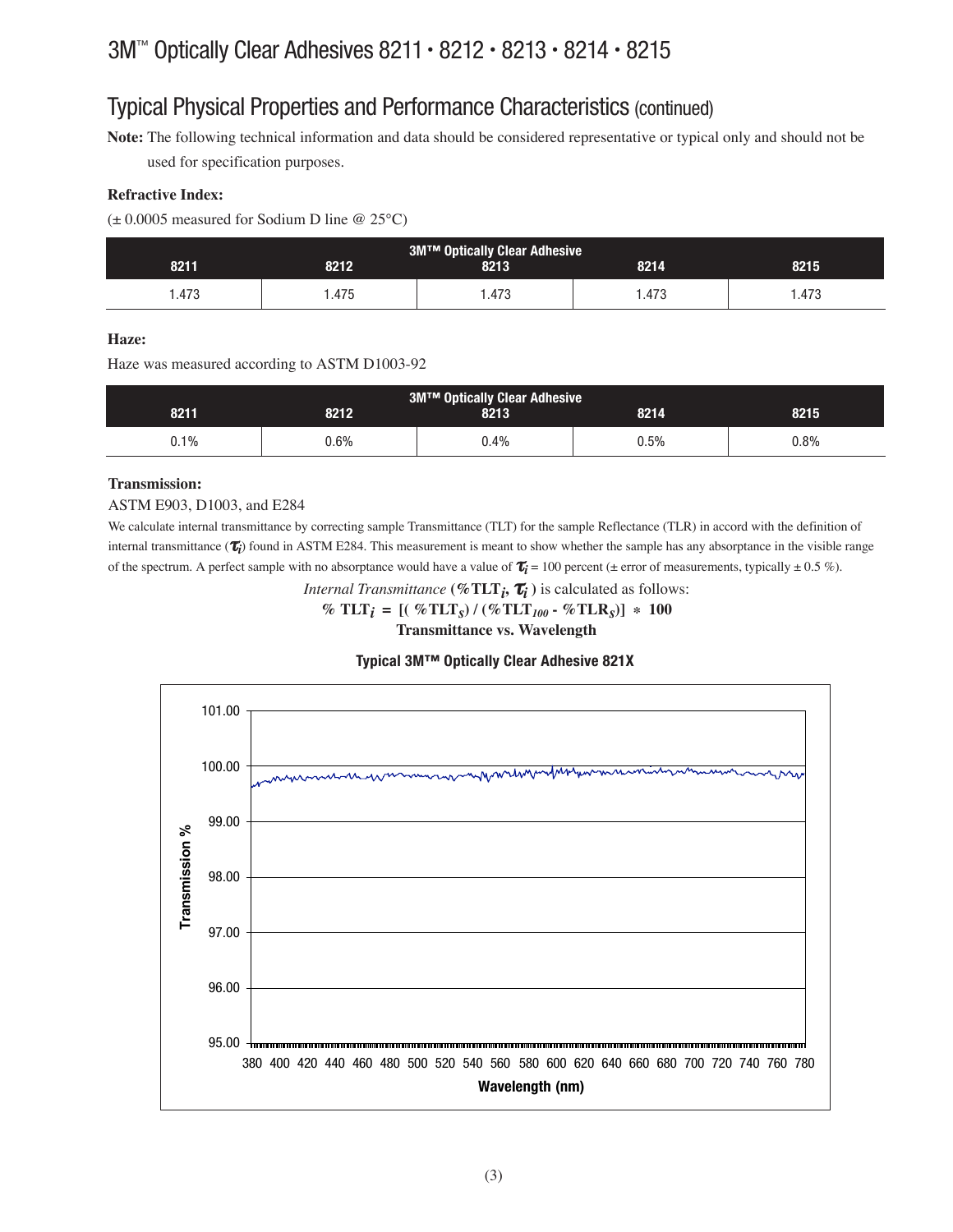# 3M™ Optically Clear Adhesives 8211 • 8212 • 8213 • 8214 • 8215

## Typical Physical Properties and Performance Characteristics (continued)

**Note:** The following technical information and data should be considered representative or typical only and should not be used for specification purposes.

**Refractive Index:**

(± 0.0005 measured for Sodium D line @ 25°C)

| 3M™ Optically Clear Adhesive | | | | |
|---|---|---|---|---|
| 8211 | 8212 | 8213 | 8214 | 8215 |
| 1.473 | 1.475 | 1.473 | 1.473 | 1.473 |

**Haze:**

Haze was measured according to ASTM D1003-92

| 3M™ Optically Clear Adhesive | | | | |
|---|---|---|---|---|
| 8211 | 8212 | 8213 | 8214 | 8215 |
| 0.1% | 0.6% | 0.4% | 0.5% | 0.8% |

**Transmission:**

ASTM E903, D1003, and E284

We calculate internal transmittance by correcting sample Transmittance (TLT) for the sample Reflectance (TLR) in accord with the definition of internal transmittance ($\tau_i$) found in ASTM E284. This measurement is meant to show whether the sample has any absorptance in the visible range of the spectrum. A perfect sample with no absorptance would have a value of $\tau_i$ = 100 percent (± error of measurements, typically ± 0.5 %).

*Internal Transmittance* (**%TLT$_i$, $\tau_i$**) is calculated as follows:

$$\%\ TLT_i = [(\%TLT_s) / (\%TLT_{100} - \%TLR_s)] * 100$$

**Transmittance vs. Wavelength**

**Typical 3M™ Optically Clear Adhesive 821X**

Transmission % (95.00–101.00) vs. Wavelength (nm) (380–780)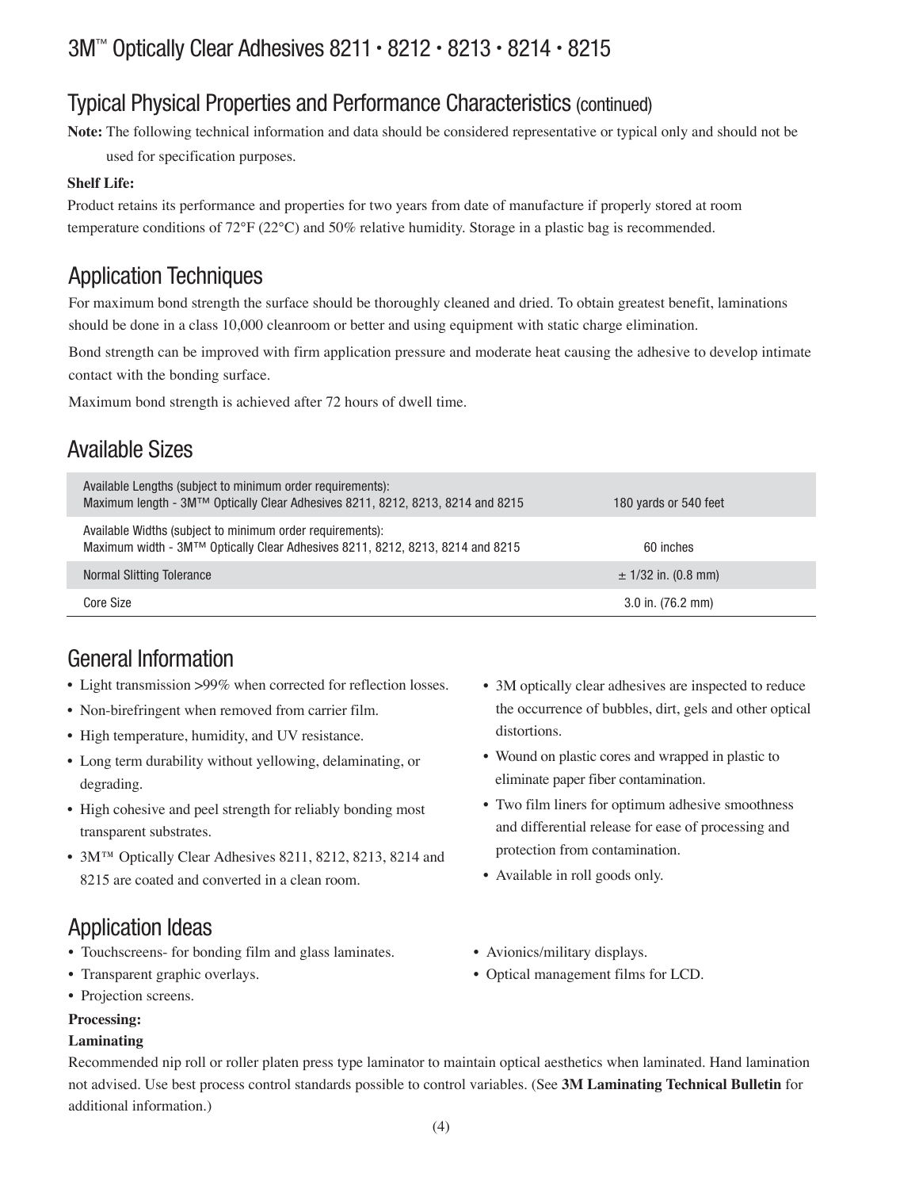# 3M™ Optically Clear Adhesives 8211 • 8212 • 8213 • 8214 • 8215

## Typical Physical Properties and Performance Characteristics (continued)

**Note:** The following technical information and data should be considered representative or typical only and should not be used for specification purposes.

**Shelf Life:**

Product retains its performance and properties for two years from date of manufacture if properly stored at room temperature conditions of 72°F (22°C) and 50% relative humidity. Storage in a plastic bag is recommended.

## Application Techniques

For maximum bond strength the surface should be thoroughly cleaned and dried. To obtain greatest benefit, laminations should be done in a class 10,000 cleanroom or better and using equipment with static charge elimination.

Bond strength can be improved with firm application pressure and moderate heat causing the adhesive to develop intimate contact with the bonding surface.

Maximum bond strength is achieved after 72 hours of dwell time.

## Available Sizes

| | |
|---|---|
| Available Lengths (subject to minimum order requirements):<br>Maximum length - 3M™ Optically Clear Adhesives 8211, 8212, 8213, 8214 and 8215 | 180 yards or 540 feet |
| Available Widths (subject to minimum order requirements):<br>Maximum width - 3M™ Optically Clear Adhesives 8211, 8212, 8213, 8214 and 8215 | 60 inches |
| Normal Slitting Tolerance | ± 1/32 in. (0.8 mm) |
| Core Size | 3.0 in. (76.2 mm) |

## General Information

- Light transmission >99% when corrected for reflection losses.
- Non-birefringent when removed from carrier film.
- High temperature, humidity, and UV resistance.
- Long term durability without yellowing, delaminating, or degrading.
- High cohesive and peel strength for reliably bonding most transparent substrates.
- 3M™ Optically Clear Adhesives 8211, 8212, 8213, 8214 and 8215 are coated and converted in a clean room.
- 3M optically clear adhesives are inspected to reduce the occurrence of bubbles, dirt, gels and other optical distortions.
- Wound on plastic cores and wrapped in plastic to eliminate paper fiber contamination.
- Two film liners for optimum adhesive smoothness and differential release for ease of processing and protection from contamination.
- Available in roll goods only.

## Application Ideas

- Touchscreens- for bonding film and glass laminates.
- Transparent graphic overlays.
- Projection screens.
- Avionics/military displays.
- Optical management films for LCD.

**Processing:**

**Laminating**

Recommended nip roll or roller platen press type laminator to maintain optical aesthetics when laminated. Hand lamination not advised. Use best process control standards possible to control variables. (See **3M Laminating Technical Bulletin** for additional information.)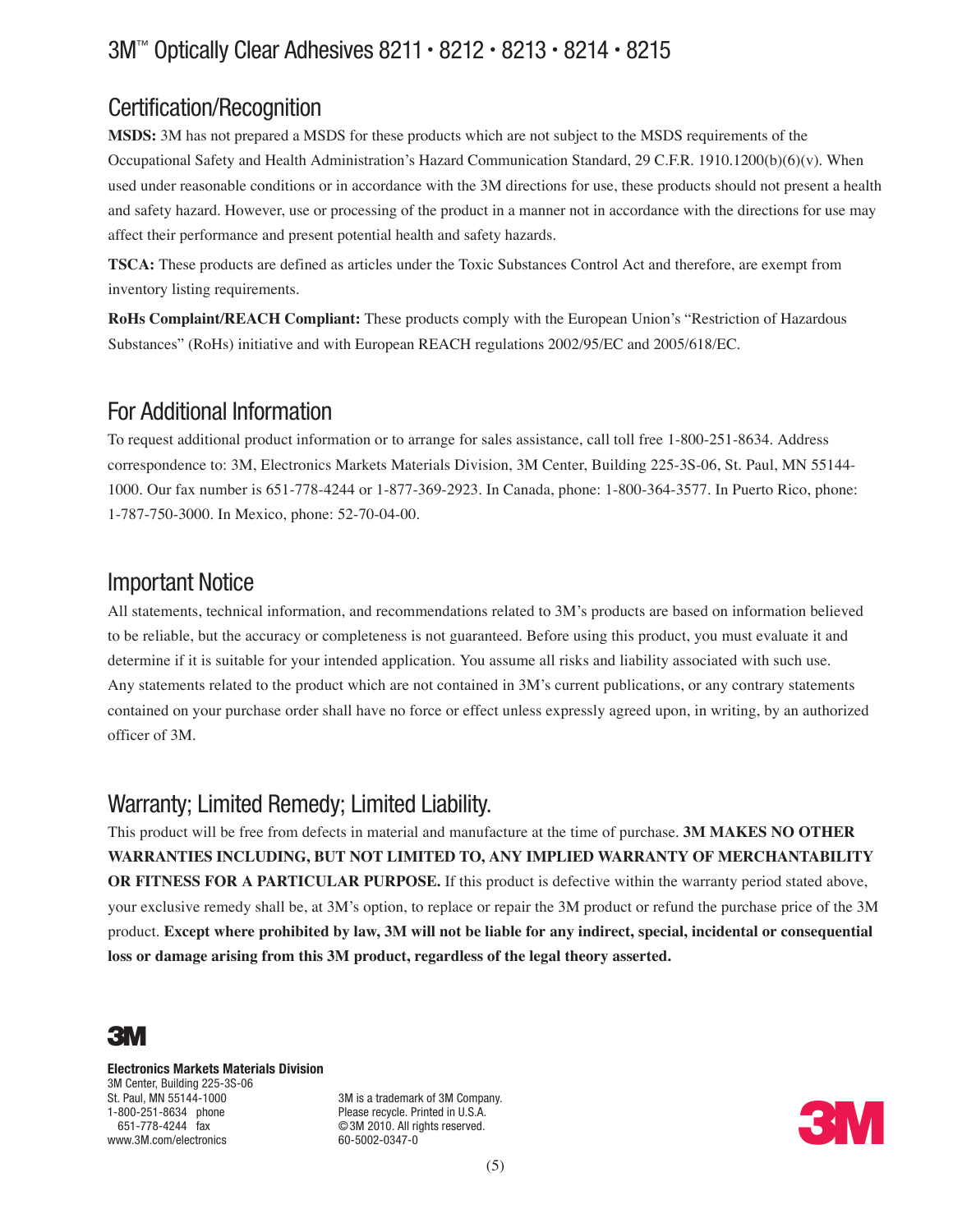## Certification/Recognition

**MSDS:** 3M has not prepared a MSDS for these products which are not subject to the MSDS requirements of the Occupational Safety and Health Administration's Hazard Communication Standard, 29 C.F.R. 1910.1200(b)(6)(v). When used under reasonable conditions or in accordance with the 3M directions for use, these products should not present a health and safety hazard. However, use or processing of the product in a manner not in accordance with the directions for use may affect their performance and present potential health and safety hazards.

**TSCA:** These products are defined as articles under the Toxic Substances Control Act and therefore, are exempt from inventory listing requirements.

**RoHs Complaint/REACH Compliant:** These products comply with the European Union's "Restriction of Hazardous Substances" (RoHs) initiative and with European REACH regulations 2002/95/EC and 2005/618/EC.

## For Additional Information

To request additional product information or to arrange for sales assistance, call toll free 1-800-251-8634. Address correspondence to: 3M, Electronics Markets Materials Division, 3M Center, Building 225-3S-06, St. Paul, MN 55144-1000. Our fax number is 651-778-4244 or 1-877-369-2923. In Canada, phone: 1-800-364-3577. In Puerto Rico, phone: 1-787-750-3000. In Mexico, phone: 52-70-04-00.

## Important Notice

All statements, technical information, and recommendations related to 3M's products are based on information believed to be reliable, but the accuracy or completeness is not guaranteed. Before using this product, you must evaluate it and determine if it is suitable for your intended application. You assume all risks and liability associated with such use. Any statements related to the product which are not contained in 3M's current publications, or any contrary statements contained on your purchase order shall have no force or effect unless expressly agreed upon, in writing, by an authorized officer of 3M.

## Warranty; Limited Remedy; Limited Liability.

This product will be free from defects in material and manufacture at the time of purchase. **3M MAKES NO OTHER WARRANTIES INCLUDING, BUT NOT LIMITED TO, ANY IMPLIED WARRANTY OF MERCHANTABILITY OR FITNESS FOR A PARTICULAR PURPOSE.** If this product is defective within the warranty period stated above, your exclusive remedy shall be, at 3M's option, to replace or repair the 3M product or refund the purchase price of the 3M product. **Except where prohibited by law, 3M will not be liable for any indirect, special, incidental or consequential loss or damage arising from this 3M product, regardless of the legal theory asserted.**

3M

**Electronics Markets Materials Division**
3M Center, Building 225-3S-06
St. Paul, MN 55144-1000
1-800-251-8634 phone
651-778-4244 fax
www.3M.com/electronics

3M is a trademark of 3M Company.
Please recycle. Printed in U.S.A.
©3M 2010. All rights reserved.
60-5002-0347-0

3M